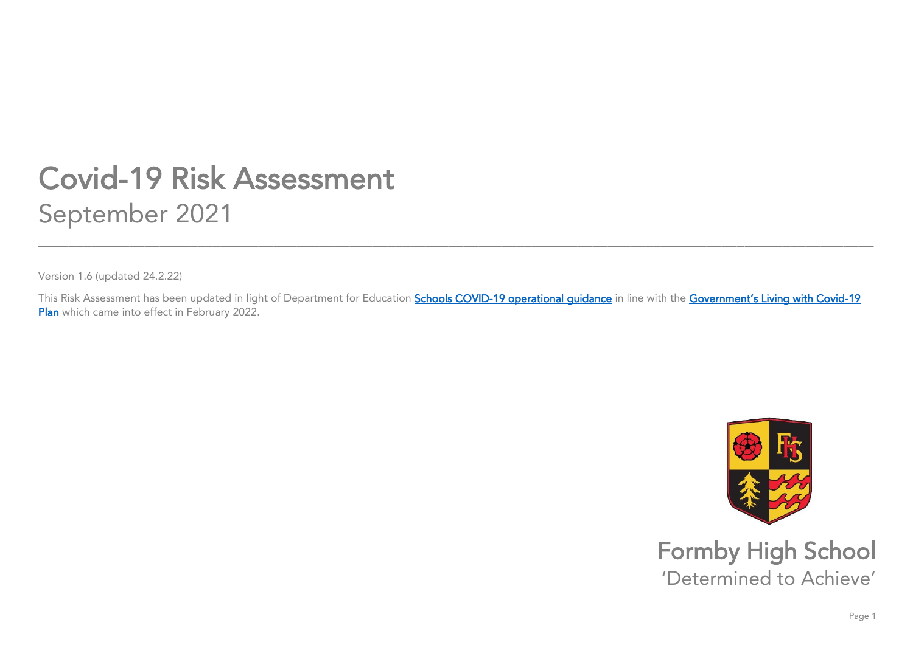# Covid-19 Risk Assessment

## September 2021

---

Version 1.6 (updated 24.2.22)

This Risk Assessment has been updated in light of Department for Education **Schools COVID-19 operational guidance** in line with the **Government's Living with Covid-19 Plan** which came into effect in February 2022.

Formby High School

'Determined to Achieve'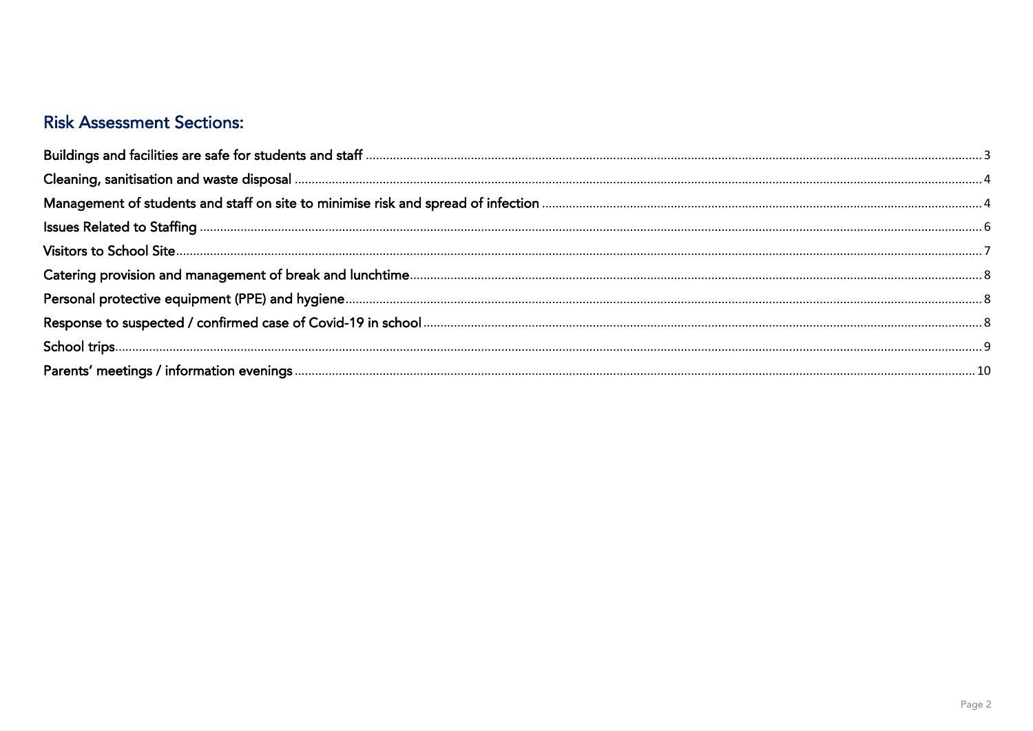## Risk Assessment Sections:

- Buildings and facilities are safe for students and staff ..... 3
- Cleaning, sanitisation and waste disposal ..... 4
- Management of students and staff on site to minimise risk and spread of infection ..... 4
- Issues Related to Staffing ..... 6
- Visitors to School Site ..... 7
- Catering provision and management of break and lunchtime ..... 8
- Personal protective equipment (PPE) and hygiene ..... 8
- Response to suspected / confirmed case of Covid-19 in school ..... 8
- School trips ..... 9
- Parents' meetings / information evenings ..... 10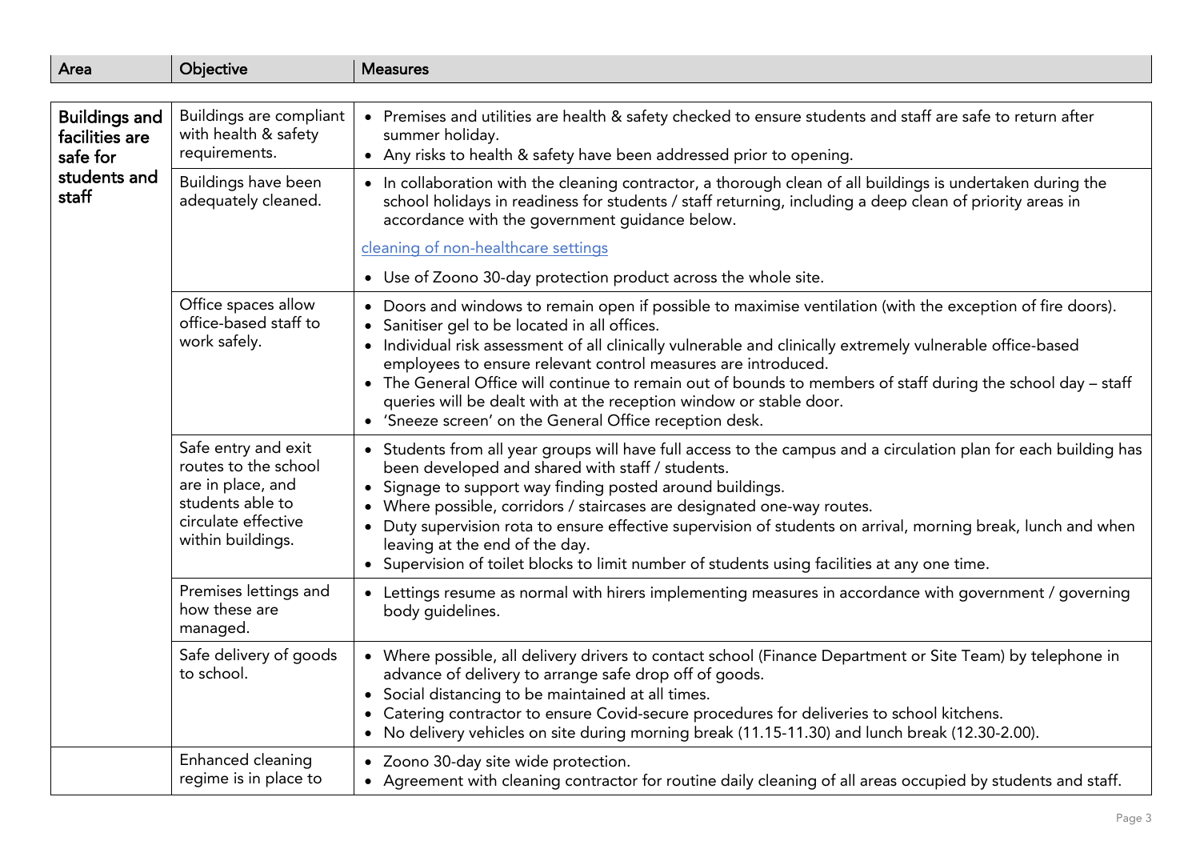| Area | Objective | Measures |
| --- | --- | --- |
| **Buildings and facilities are safe for students and staff** | Buildings are compliant with health & safety requirements. | • Premises and utilities are health & safety checked to ensure students and staff are safe to return after summer holiday.<br>• Any risks to health & safety have been addressed prior to opening. |
| | Buildings have been adequately cleaned. | • In collaboration with the cleaning contractor, a thorough clean of all buildings is undertaken during the school holidays in readiness for students / staff returning, including a deep clean of priority areas in accordance with the government guidance below.<br>cleaning of non-healthcare settings<br>• Use of Zoono 30-day protection product across the whole site. |
| | Office spaces allow office-based staff to work safely. | • Doors and windows to remain open if possible to maximise ventilation (with the exception of fire doors).<br>• Sanitiser gel to be located in all offices.<br>• Individual risk assessment of all clinically vulnerable and clinically extremely vulnerable office-based employees to ensure relevant control measures are introduced.<br>• The General Office will continue to remain out of bounds to members of staff during the school day – staff queries will be dealt with at the reception window or stable door.<br>• 'Sneeze screen' on the General Office reception desk. |
| | Safe entry and exit routes to the school are in place, and students able to circulate effective within buildings. | • Students from all year groups will have full access to the campus and a circulation plan for each building has been developed and shared with staff / students.<br>• Signage to support way finding posted around buildings.<br>• Where possible, corridors / staircases are designated one-way routes.<br>• Duty supervision rota to ensure effective supervision of students on arrival, morning break, lunch and when leaving at the end of the day.<br>• Supervision of toilet blocks to limit number of students using facilities at any one time. |
| | Premises lettings and how these are managed. | • Lettings resume as normal with hirers implementing measures in accordance with government / governing body guidelines. |
| | Safe delivery of goods to school. | • Where possible, all delivery drivers to contact school (Finance Department or Site Team) by telephone in advance of delivery to arrange safe drop off of goods.<br>• Social distancing to be maintained at all times.<br>• Catering contractor to ensure Covid-secure procedures for deliveries to school kitchens.<br>• No delivery vehicles on site during morning break (11.15-11.30) and lunch break (12.30-2.00). |
| | Enhanced cleaning regime is in place to | • Zoono 30-day site wide protection.<br>• Agreement with cleaning contractor for routine daily cleaning of all areas occupied by students and staff. |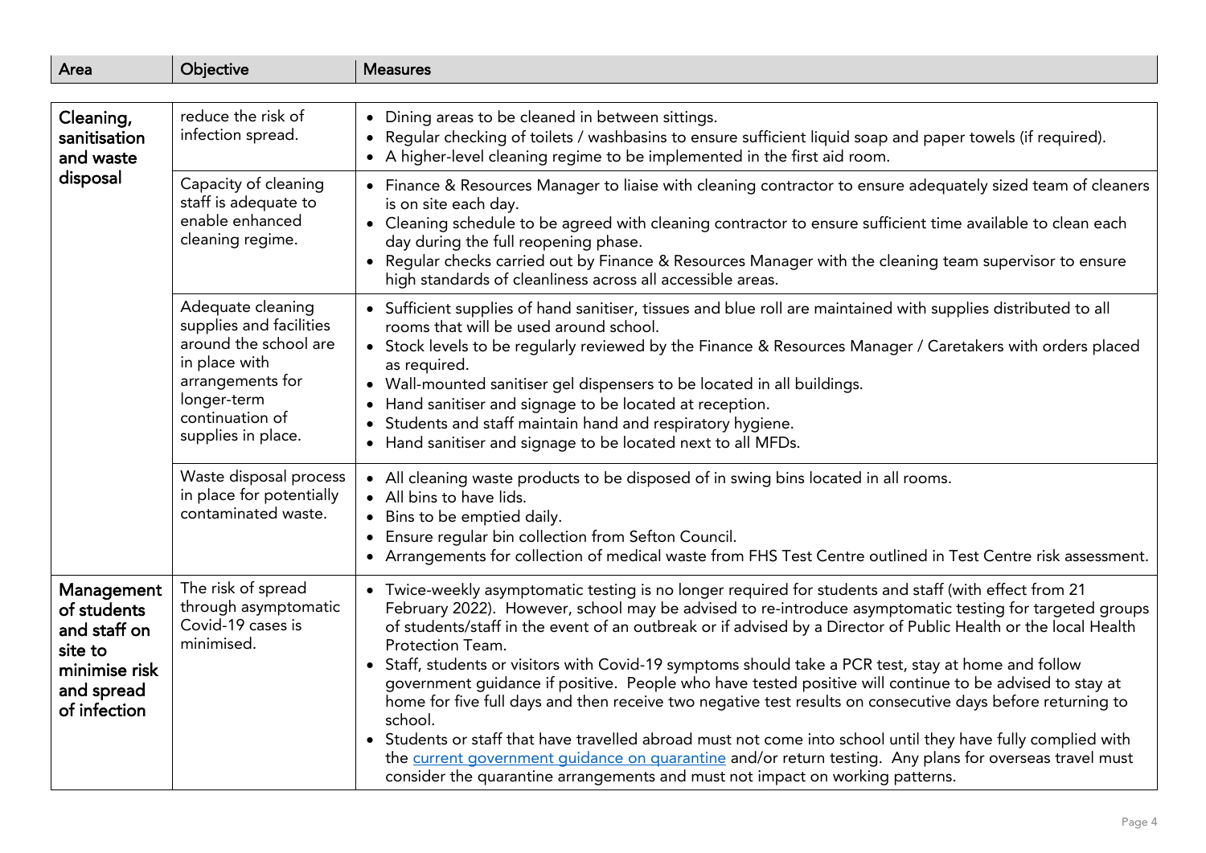| Area | Objective | Measures |
| --- | --- | --- |
| **Cleaning, sanitisation and waste disposal** | reduce the risk of infection spread. | • Dining areas to be cleaned in between sittings.<br>• Regular checking of toilets / washbasins to ensure sufficient liquid soap and paper towels (if required).<br>• A higher-level cleaning regime to be implemented in the first aid room. |
| | Capacity of cleaning staff is adequate to enable enhanced cleaning regime. | • Finance & Resources Manager to liaise with cleaning contractor to ensure adequately sized team of cleaners is on site each day.<br>• Cleaning schedule to be agreed with cleaning contractor to ensure sufficient time available to clean each day during the full reopening phase.<br>• Regular checks carried out by Finance & Resources Manager with the cleaning team supervisor to ensure high standards of cleanliness across all accessible areas. |
| | Adequate cleaning supplies and facilities around the school are in place with arrangements for longer-term continuation of supplies in place. | • Sufficient supplies of hand sanitiser, tissues and blue roll are maintained with supplies distributed to all rooms that will be used around school.<br>• Stock levels to be regularly reviewed by the Finance & Resources Manager / Caretakers with orders placed as required.<br>• Wall-mounted sanitiser gel dispensers to be located in all buildings.<br>• Hand sanitiser and signage to be located at reception.<br>• Students and staff maintain hand and respiratory hygiene.<br>• Hand sanitiser and signage to be located next to all MFDs. |
| | Waste disposal process in place for potentially contaminated waste. | • All cleaning waste products to be disposed of in swing bins located in all rooms.<br>• All bins to have lids.<br>• Bins to be emptied daily.<br>• Ensure regular bin collection from Sefton Council.<br>• Arrangements for collection of medical waste from FHS Test Centre outlined in Test Centre risk assessment. |
| **Management of students and staff on site to minimise risk and spread of infection** | The risk of spread through asymptomatic Covid-19 cases is minimised. | • Twice-weekly asymptomatic testing is no longer required for students and staff (with effect from 21 February 2022). However, school may be advised to re-introduce asymptomatic testing for targeted groups of students/staff in the event of an outbreak or if advised by a Director of Public Health or the local Health Protection Team.<br>• Staff, students or visitors with Covid-19 symptoms should take a PCR test, stay at home and follow government guidance if positive. People who have tested positive will continue to be advised to stay at home for five full days and then receive two negative test results on consecutive days before returning to school.<br>• Students or staff that have travelled abroad must not come into school until they have fully complied with the current government guidance on quarantine and/or return testing. Any plans for overseas travel must consider the quarantine arrangements and must not impact on working patterns. |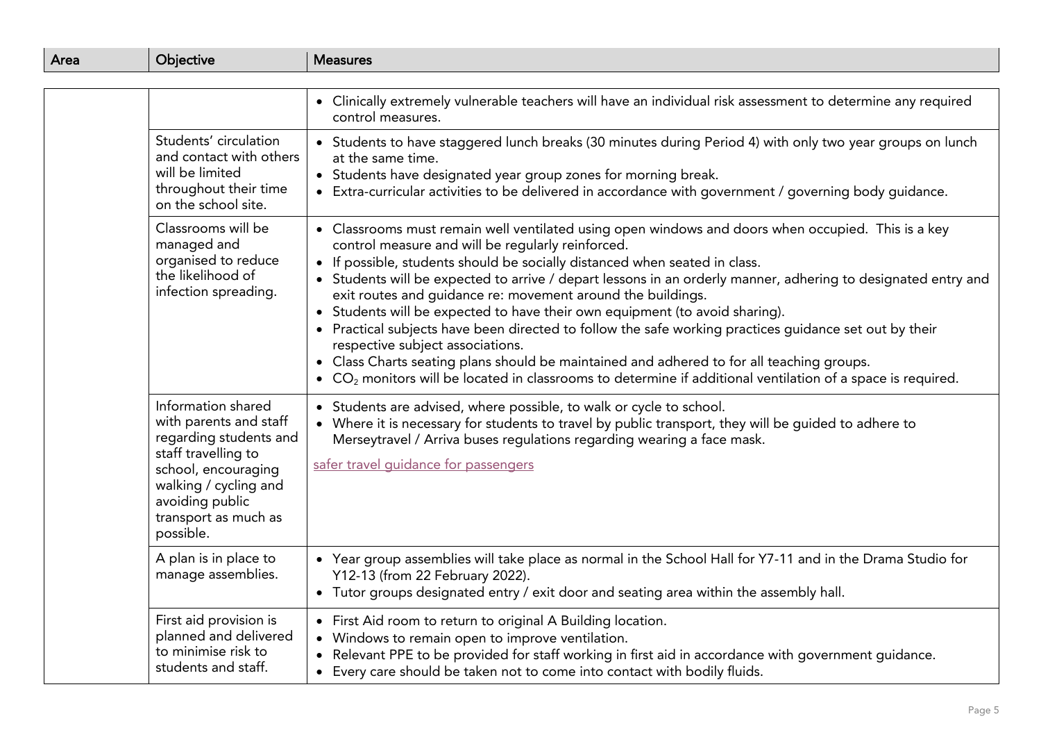| Area | Objective | Measures |
|---|---|---|
| | | • Clinically extremely vulnerable teachers will have an individual risk assessment to determine any required control measures. |
| | Students' circulation and contact with others will be limited throughout their time on the school site. | • Students to have staggered lunch breaks (30 minutes during Period 4) with only two year groups on lunch at the same time.<br>• Students have designated year group zones for morning break.<br>• Extra-curricular activities to be delivered in accordance with government / governing body guidance. |
| | Classrooms will be managed and organised to reduce the likelihood of infection spreading. | • Classrooms must remain well ventilated using open windows and doors when occupied. This is a key control measure and will be regularly reinforced.<br>• If possible, students should be socially distanced when seated in class.<br>• Students will be expected to arrive / depart lessons in an orderly manner, adhering to designated entry and exit routes and guidance re: movement around the buildings.<br>• Students will be expected to have their own equipment (to avoid sharing).<br>• Practical subjects have been directed to follow the safe working practices guidance set out by their respective subject associations.<br>• Class Charts seating plans should be maintained and adhered to for all teaching groups.<br>• $CO_2$ monitors will be located in classrooms to determine if additional ventilation of a space is required. |
| | Information shared with parents and staff regarding students and staff travelling to school, encouraging walking / cycling and avoiding public transport as much as possible. | • Students are advised, where possible, to walk or cycle to school.<br>• Where it is necessary for students to travel by public transport, they will be guided to adhere to Merseytravel / Arriva buses regulations regarding wearing a face mask.<br><br>safer travel guidance for passengers |
| | A plan is in place to manage assemblies. | • Year group assemblies will take place as normal in the School Hall for Y7-11 and in the Drama Studio for Y12-13 (from 22 February 2022).<br>• Tutor groups designated entry / exit door and seating area within the assembly hall. |
| | First aid provision is planned and delivered to minimise risk to students and staff. | • First Aid room to return to original A Building location.<br>• Windows to remain open to improve ventilation.<br>• Relevant PPE to be provided for staff working in first aid in accordance with government guidance.<br>• Every care should be taken not to come into contact with bodily fluids. |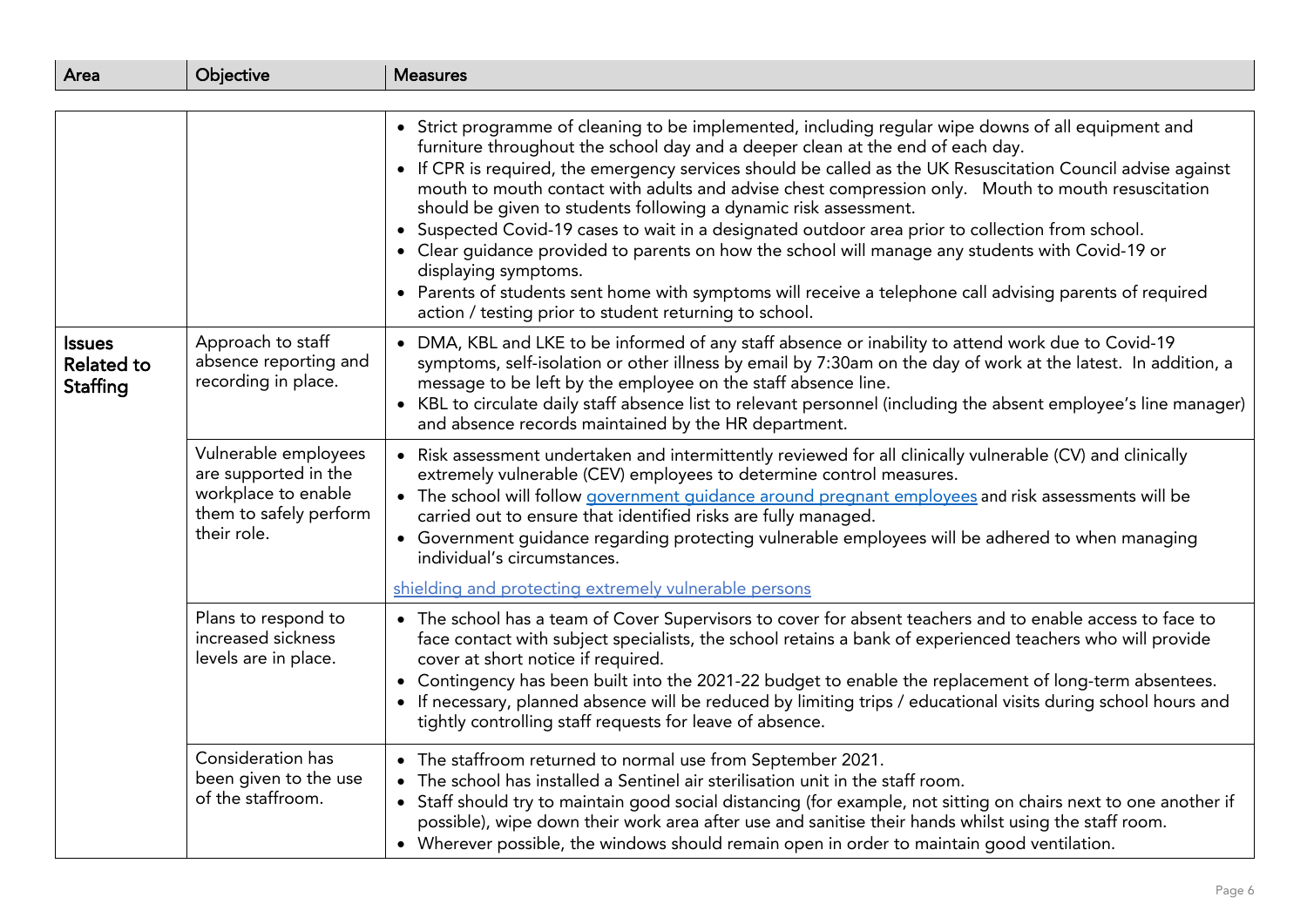| Area | Objective | Measures |
|---|---|---|
| | | • Strict programme of cleaning to be implemented, including regular wipe downs of all equipment and furniture throughout the school day and a deeper clean at the end of each day.<br>• If CPR is required, the emergency services should be called as the UK Resuscitation Council advise against mouth to mouth contact with adults and advise chest compression only. Mouth to mouth resuscitation should be given to students following a dynamic risk assessment.<br>• Suspected Covid-19 cases to wait in a designated outdoor area prior to collection from school.<br>• Clear guidance provided to parents on how the school will manage any students with Covid-19 or displaying symptoms.<br>• Parents of students sent home with symptoms will receive a telephone call advising parents of required action / testing prior to student returning to school. |
| **Issues Related to Staffing** | Approach to staff absence reporting and recording in place. | • DMA, KBL and LKE to be informed of any staff absence or inability to attend work due to Covid-19 symptoms, self-isolation or other illness by email by 7:30am on the day of work at the latest. In addition, a message to be left by the employee on the staff absence line.<br>• KBL to circulate daily staff absence list to relevant personnel (including the absent employee's line manager) and absence records maintained by the HR department. |
| | Vulnerable employees are supported in the workplace to enable them to safely perform their role. | • Risk assessment undertaken and intermittently reviewed for all clinically vulnerable (CV) and clinically extremely vulnerable (CEV) employees to determine control measures.<br>• The school will follow [government guidance around pregnant employees]() and risk assessments will be carried out to ensure that identified risks are fully managed.<br>• Government guidance regarding protecting vulnerable employees will be adhered to when managing individual's circumstances.<br><br>[shielding and protecting extremely vulnerable persons]() |
| | Plans to respond to increased sickness levels are in place. | • The school has a team of Cover Supervisors to cover for absent teachers and to enable access to face to face contact with subject specialists, the school retains a bank of experienced teachers who will provide cover at short notice if required.<br>• Contingency has been built into the 2021-22 budget to enable the replacement of long-term absentees.<br>• If necessary, planned absence will be reduced by limiting trips / educational visits during school hours and tightly controlling staff requests for leave of absence. |
| | Consideration has been given to the use of the staffroom. | • The staffroom returned to normal use from September 2021.<br>• The school has installed a Sentinel air sterilisation unit in the staff room.<br>• Staff should try to maintain good social distancing (for example, not sitting on chairs next to one another if possible), wipe down their work area after use and sanitise their hands whilst using the staff room.<br>• Wherever possible, the windows should remain open in order to maintain good ventilation. |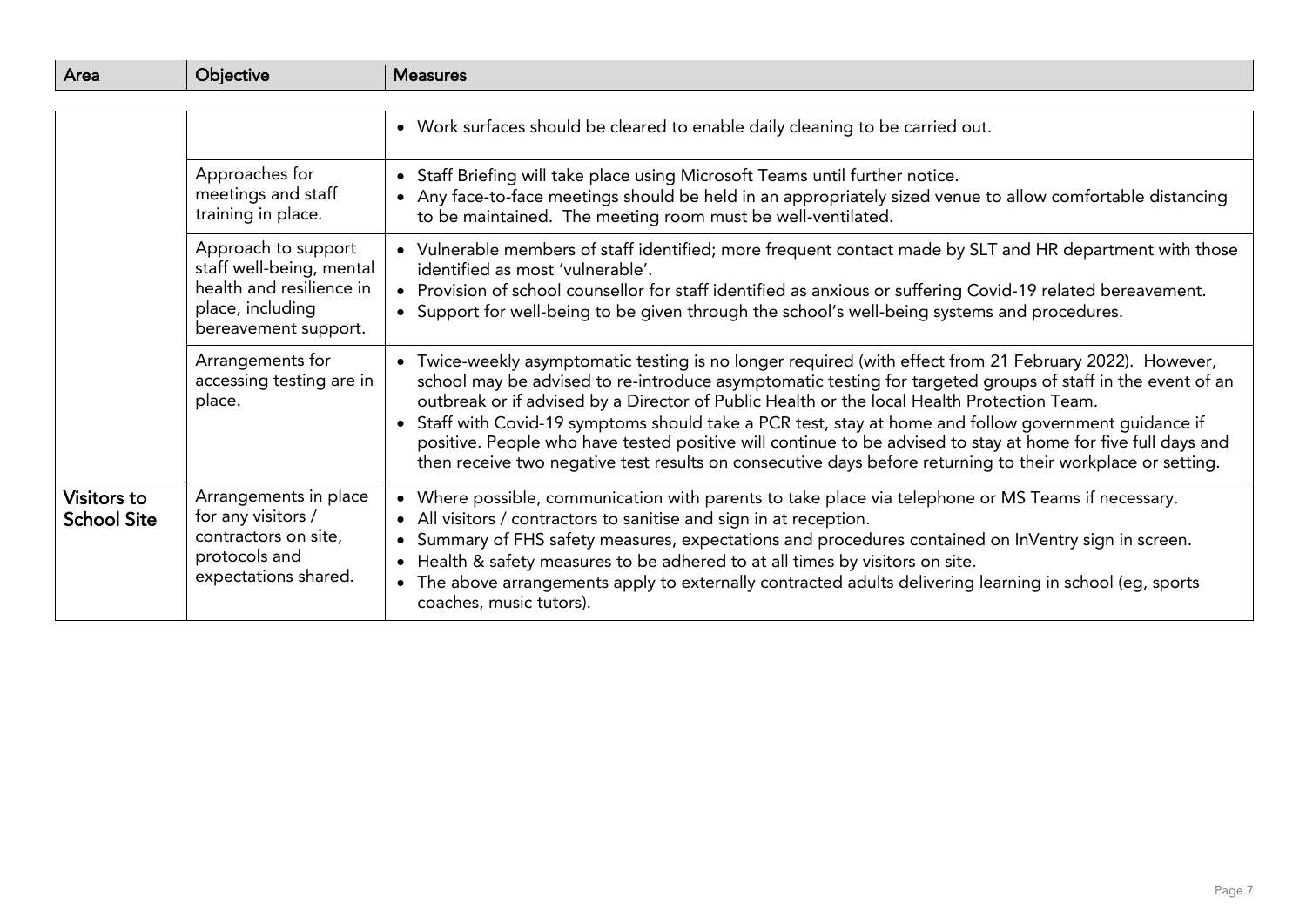| Area | Objective | Measures |
|---|---|---|
| | | • Work surfaces should be cleared to enable daily cleaning to be carried out. |
| | Approaches for meetings and staff training in place. | • Staff Briefing will take place using Microsoft Teams until further notice.<br>• Any face-to-face meetings should be held in an appropriately sized venue to allow comfortable distancing to be maintained. The meeting room must be well-ventilated. |
| | Approach to support staff well-being, mental health and resilience in place, including bereavement support. | • Vulnerable members of staff identified; more frequent contact made by SLT and HR department with those identified as most 'vulnerable'.<br>• Provision of school counsellor for staff identified as anxious or suffering Covid-19 related bereavement.<br>• Support for well-being to be given through the school's well-being systems and procedures. |
| | Arrangements for accessing testing are in place. | • Twice-weekly asymptomatic testing is no longer required (with effect from 21 February 2022). However, school may be advised to re-introduce asymptomatic testing for targeted groups of staff in the event of an outbreak or if advised by a Director of Public Health or the local Health Protection Team.<br>• Staff with Covid-19 symptoms should take a PCR test, stay at home and follow government guidance if positive. People who have tested positive will continue to be advised to stay at home for five full days and then receive two negative test results on consecutive days before returning to their workplace or setting. |
| **Visitors to School Site** | Arrangements in place for any visitors / contractors on site, protocols and expectations shared. | • Where possible, communication with parents to take place via telephone or MS Teams if necessary.<br>• All visitors / contractors to sanitise and sign in at reception.<br>• Summary of FHS safety measures, expectations and procedures contained on InVentry sign in screen.<br>• Health & safety measures to be adhered to at all times by visitors on site.<br>• The above arrangements apply to externally contracted adults delivering learning in school (eg, sports coaches, music tutors). |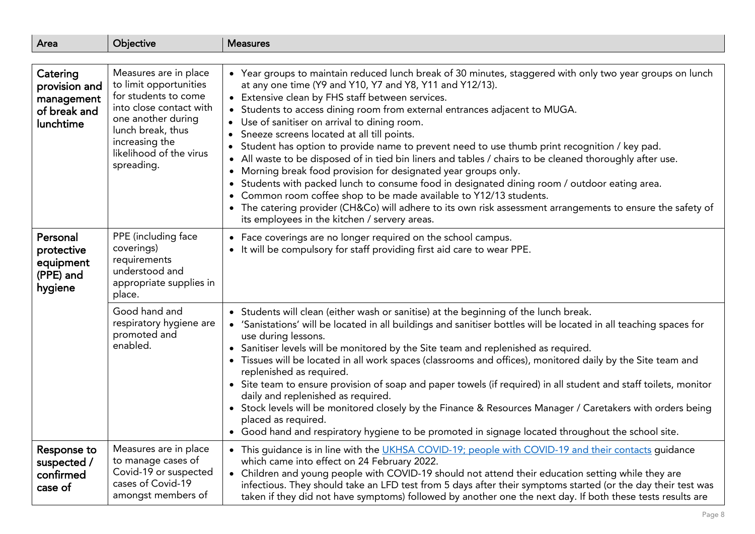| Area | Objective | Measures |
|---|---|---|
| **Catering provision and management of break and lunchtime** | Measures are in place to limit opportunities for students to come into close contact with one another during lunch break, thus increasing the likelihood of the virus spreading. | • Year groups to maintain reduced lunch break of 30 minutes, staggered with only two year groups on lunch at any one time (Y9 and Y10, Y7 and Y8, Y11 and Y12/13).<br>• Extensive clean by FHS staff between services.<br>• Students to access dining room from external entrances adjacent to MUGA.<br>• Use of sanitiser on arrival to dining room.<br>• Sneeze screens located at all till points.<br>• Student has option to provide name to prevent need to use thumb print recognition / key pad.<br>• All waste to be disposed of in tied bin liners and tables / chairs to be cleaned thoroughly after use.<br>• Morning break food provision for designated year groups only.<br>• Students with packed lunch to consume food in designated dining room / outdoor eating area.<br>• Common room coffee shop to be made available to Y12/13 students.<br>• The catering provider (CH&Co) will adhere to its own risk assessment arrangements to ensure the safety of its employees in the kitchen / servery areas. |
| **Personal protective equipment (PPE) and hygiene** | PPE (including face coverings) requirements understood and appropriate supplies in place. | • Face coverings are no longer required on the school campus.<br>• It will be compulsory for staff providing first aid care to wear PPE. |
| | Good hand and respiratory hygiene are promoted and enabled. | • Students will clean (either wash or sanitise) at the beginning of the lunch break.<br>• 'Sanistations' will be located in all buildings and sanitiser bottles will be located in all teaching spaces for use during lessons.<br>• Sanitiser levels will be monitored by the Site team and replenished as required.<br>• Tissues will be located in all work spaces (classrooms and offices), monitored daily by the Site team and replenished as required.<br>• Site team to ensure provision of soap and paper towels (if required) in all student and staff toilets, monitor daily and replenished as required.<br>• Stock levels will be monitored closely by the Finance & Resources Manager / Caretakers with orders being placed as required.<br>• Good hand and respiratory hygiene to be promoted in signage located throughout the school site. |
| **Response to suspected / confirmed case of** | Measures are in place to manage cases of Covid-19 or suspected cases of Covid-19 amongst members of | • This guidance is in line with the UKHSA COVID-19; people with COVID-19 and their contacts guidance which came into effect on 24 February 2022.<br>• Children and young people with COVID-19 should not attend their education setting while they are infectious. They should take an LFD test from 5 days after their symptoms started (or the day their test was taken if they did not have symptoms) followed by another one the next day. If both these tests results are |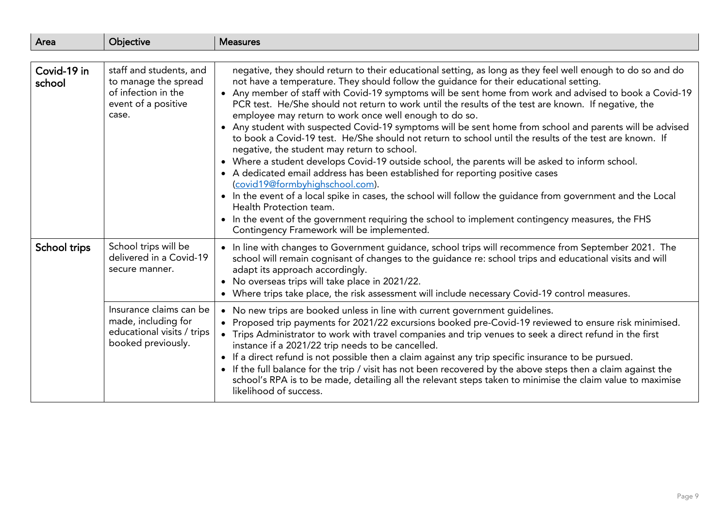| Area | Objective | Measures |
|---|---|---|
| **Covid-19 in school** | staff and students, and to manage the spread of infection in the event of a positive case. | negative, they should return to their educational setting, as long as they feel well enough to do so and do not have a temperature. They should follow the guidance for their educational setting.<br>• Any member of staff with Covid-19 symptoms will be sent home from work and advised to book a Covid-19 PCR test. He/She should not return to work until the results of the test are known. If negative, the employee may return to work once well enough to do so.<br>• Any student with suspected Covid-19 symptoms will be sent home from school and parents will be advised to book a Covid-19 test. He/She should not return to school until the results of the test are known. If negative, the student may return to school.<br>• Where a student develops Covid-19 outside school, the parents will be asked to inform school.<br>• A dedicated email address has been established for reporting positive cases (covid19@formbyhighschool.com).<br>• In the event of a local spike in cases, the school will follow the guidance from government and the Local Health Protection team.<br>• In the event of the government requiring the school to implement contingency measures, the FHS Contingency Framework will be implemented. |
| **School trips** | School trips will be delivered in a Covid-19 secure manner. | • In line with changes to Government guidance, school trips will recommence from September 2021. The school will remain cognisant of changes to the guidance re: school trips and educational visits and will adapt its approach accordingly.<br>• No overseas trips will take place in 2021/22.<br>• Where trips take place, the risk assessment will include necessary Covid-19 control measures. |
| | Insurance claims can be made, including for educational visits / trips booked previously. | • No new trips are booked unless in line with current government guidelines.<br>• Proposed trip payments for 2021/22 excursions booked pre-Covid-19 reviewed to ensure risk minimised.<br>• Trips Administrator to work with travel companies and trip venues to seek a direct refund in the first instance if a 2021/22 trip needs to be cancelled.<br>• If a direct refund is not possible then a claim against any trip specific insurance to be pursued.<br>• If the full balance for the trip / visit has not been recovered by the above steps then a claim against the school's RPA is to be made, detailing all the relevant steps taken to minimise the claim value to maximise likelihood of success. |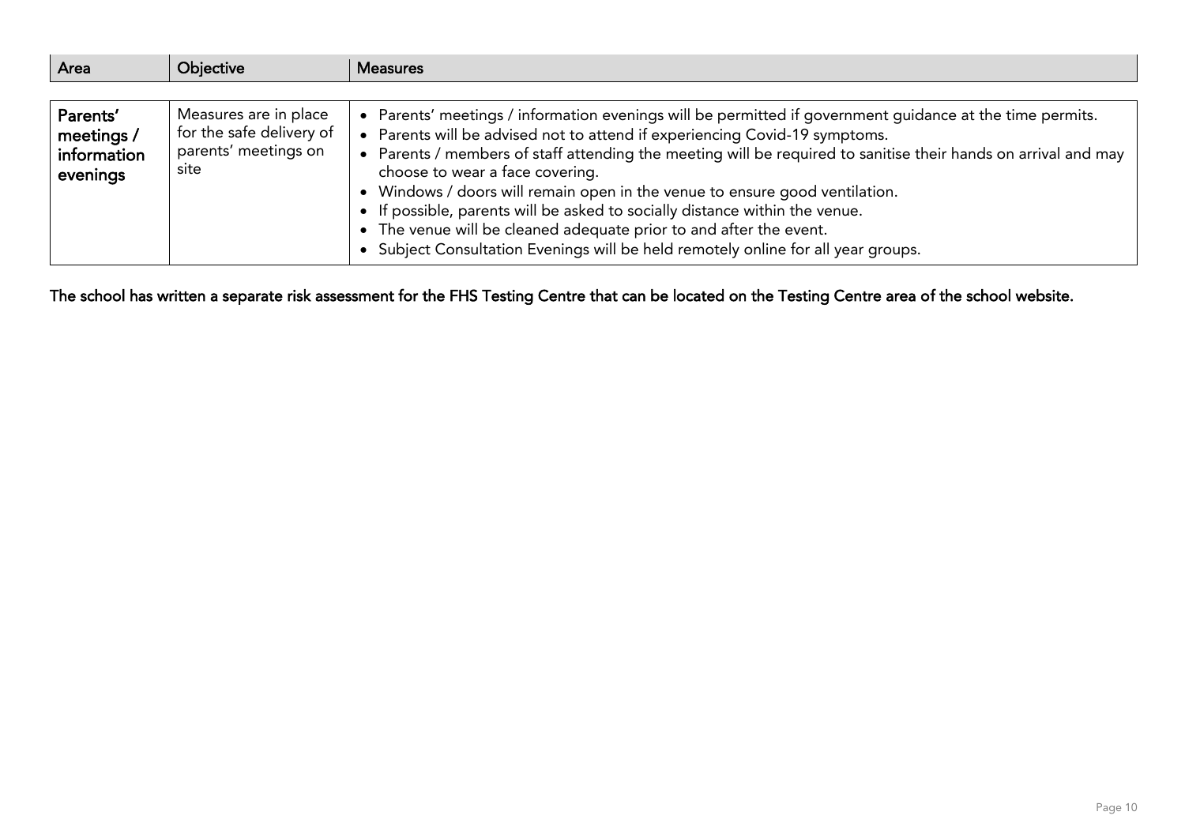| Area | Objective | Measures |
| --- | --- | --- |
| **Parents' meetings / information evenings** | Measures are in place for the safe delivery of parents' meetings on site | • Parents' meetings / information evenings will be permitted if government guidance at the time permits.<br>• Parents will be advised not to attend if experiencing Covid-19 symptoms.<br>• Parents / members of staff attending the meeting will be required to sanitise their hands on arrival and may choose to wear a face covering.<br>• Windows / doors will remain open in the venue to ensure good ventilation.<br>• If possible, parents will be asked to socially distance within the venue.<br>• The venue will be cleaned adequate prior to and after the event.<br>• Subject Consultation Evenings will be held remotely online for all year groups. |

**The school has written a separate risk assessment for the FHS Testing Centre that can be located on the Testing Centre area of the school website.**